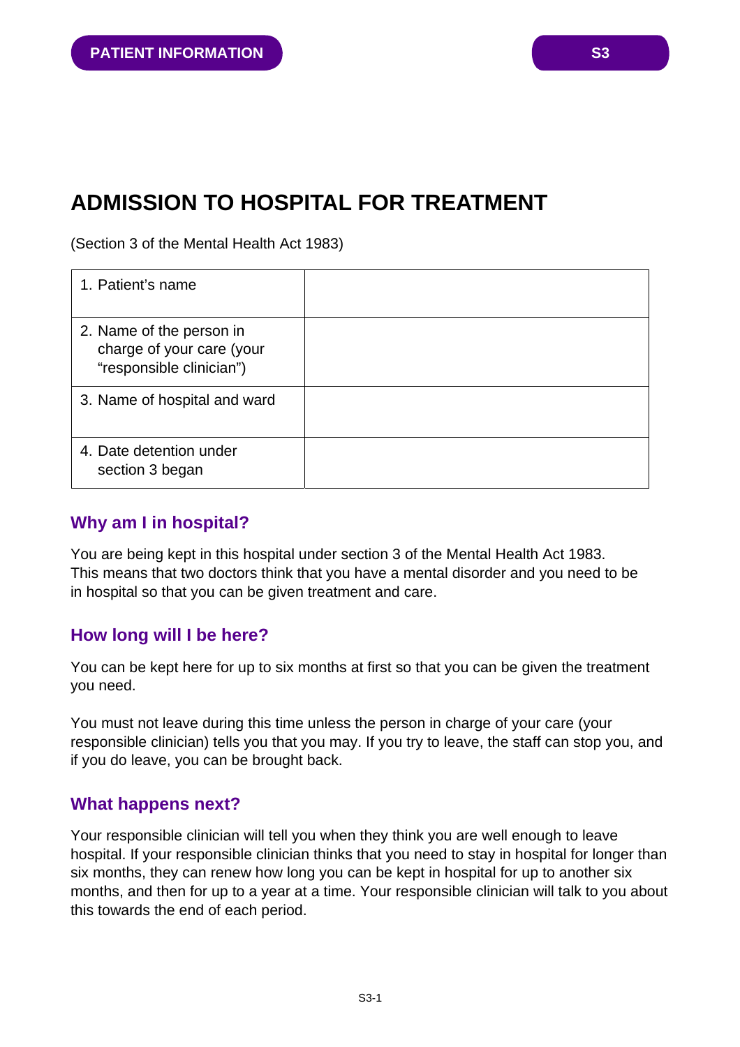PATIENT INFORMATION

S3

# ADMISSION TO HOSPITAL FOR TREATMENT

(Section 3 of the Mental Health Act 1983)

| | |
|---|---|
| 1. Patient's name | |
| 2. Name of the person in charge of your care (your "responsible clinician") | |
| 3. Name of hospital and ward | |
| 4. Date detention under section 3 began | |

## Why am I in hospital?

You are being kept in this hospital under section 3 of the Mental Health Act 1983. This means that two doctors think that you have a mental disorder and you need to be in hospital so that you can be given treatment and care.

## How long will I be here?

You can be kept here for up to six months at first so that you can be given the treatment you need.

You must not leave during this time unless the person in charge of your care (your responsible clinician) tells you that you may. If you try to leave, the staff can stop you, and if you do leave, you can be brought back.

## What happens next?

Your responsible clinician will tell you when they think you are well enough to leave hospital. If your responsible clinician thinks that you need to stay in hospital for longer than six months, they can renew how long you can be kept in hospital for up to another six months, and then for up to a year at a time. Your responsible clinician will talk to you about this towards the end of each period.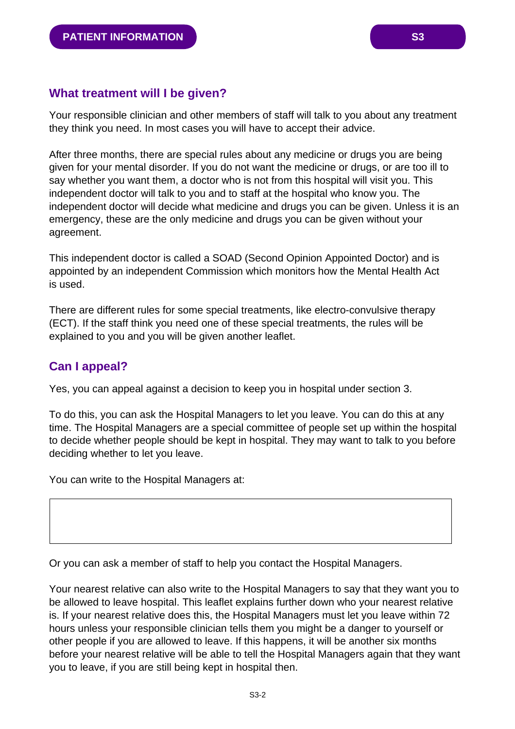## What treatment will I be given?

Your responsible clinician and other members of staff will talk to you about any treatment they think you need. In most cases you will have to accept their advice.

After three months, there are special rules about any medicine or drugs you are being given for your mental disorder. If you do not want the medicine or drugs, or are too ill to say whether you want them, a doctor who is not from this hospital will visit you. This independent doctor will talk to you and to staff at the hospital who know you. The independent doctor will decide what medicine and drugs you can be given. Unless it is an emergency, these are the only medicine and drugs you can be given without your agreement.

This independent doctor is called a SOAD (Second Opinion Appointed Doctor) and is appointed by an independent Commission which monitors how the Mental Health Act is used.

There are different rules for some special treatments, like electro-convulsive therapy (ECT). If the staff think you need one of these special treatments, the rules will be explained to you and you will be given another leaflet.

## Can I appeal?

Yes, you can appeal against a decision to keep you in hospital under section 3.

To do this, you can ask the Hospital Managers to let you leave. You can do this at any time. The Hospital Managers are a special committee of people set up within the hospital to decide whether people should be kept in hospital. They may want to talk to you before deciding whether to let you leave.

You can write to the Hospital Managers at:

Or you can ask a member of staff to help you contact the Hospital Managers.

Your nearest relative can also write to the Hospital Managers to say that they want you to be allowed to leave hospital. This leaflet explains further down who your nearest relative is. If your nearest relative does this, the Hospital Managers must let you leave within 72 hours unless your responsible clinician tells them you might be a danger to yourself or other people if you are allowed to leave. If this happens, it will be another six months before your nearest relative will be able to tell the Hospital Managers again that they want you to leave, if you are still being kept in hospital then.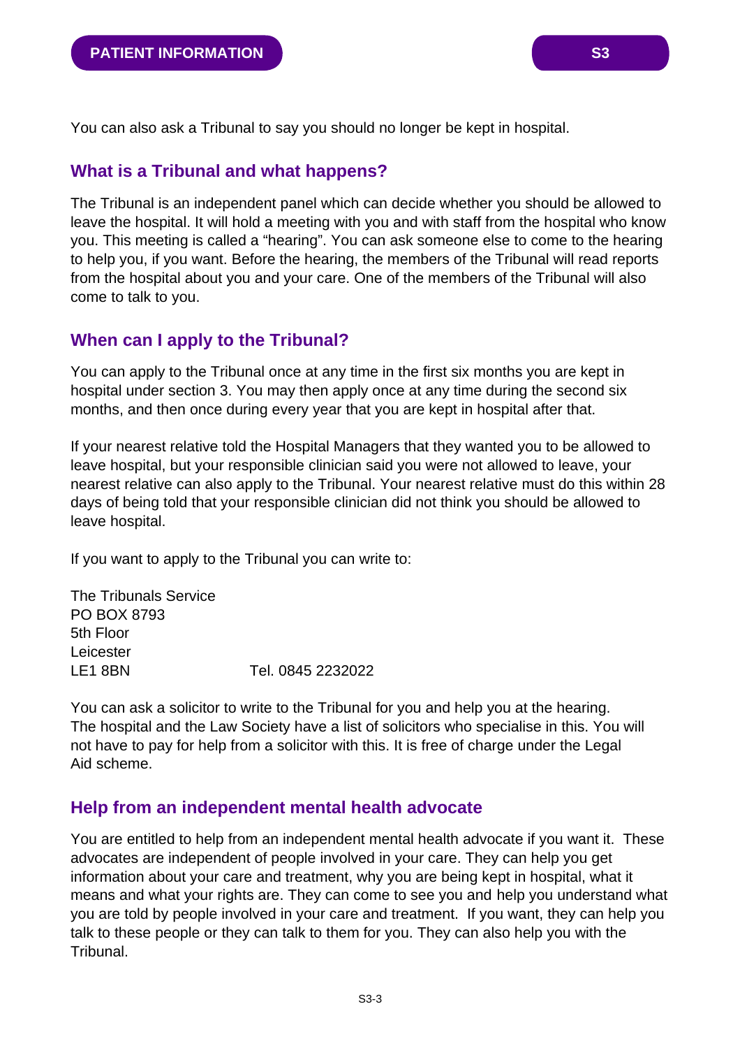You can also ask a Tribunal to say you should no longer be kept in hospital.

## What is a Tribunal and what happens?

The Tribunal is an independent panel which can decide whether you should be allowed to leave the hospital. It will hold a meeting with you and with staff from the hospital who know you. This meeting is called a "hearing". You can ask someone else to come to the hearing to help you, if you want. Before the hearing, the members of the Tribunal will read reports from the hospital about you and your care. One of the members of the Tribunal will also come to talk to you.

## When can I apply to the Tribunal?

You can apply to the Tribunal once at any time in the first six months you are kept in hospital under section 3. You may then apply once at any time during the second six months, and then once during every year that you are kept in hospital after that.

If your nearest relative told the Hospital Managers that they wanted you to be allowed to leave hospital, but your responsible clinician said you were not allowed to leave, your nearest relative can also apply to the Tribunal. Your nearest relative must do this within 28 days of being told that your responsible clinician did not think you should be allowed to leave hospital.

If you want to apply to the Tribunal you can write to:

The Tribunals Service
PO BOX 8793
5th Floor
Leicester
LE1 8BN Tel. 0845 2232022

You can ask a solicitor to write to the Tribunal for you and help you at the hearing. The hospital and the Law Society have a list of solicitors who specialise in this. You will not have to pay for help from a solicitor with this. It is free of charge under the Legal Aid scheme.

## Help from an independent mental health advocate

You are entitled to help from an independent mental health advocate if you want it. These advocates are independent of people involved in your care. They can help you get information about your care and treatment, why you are being kept in hospital, what it means and what your rights are. They can come to see you and help you understand what you are told by people involved in your care and treatment. If you want, they can help you talk to these people or they can talk to them for you. They can also help you with the Tribunal.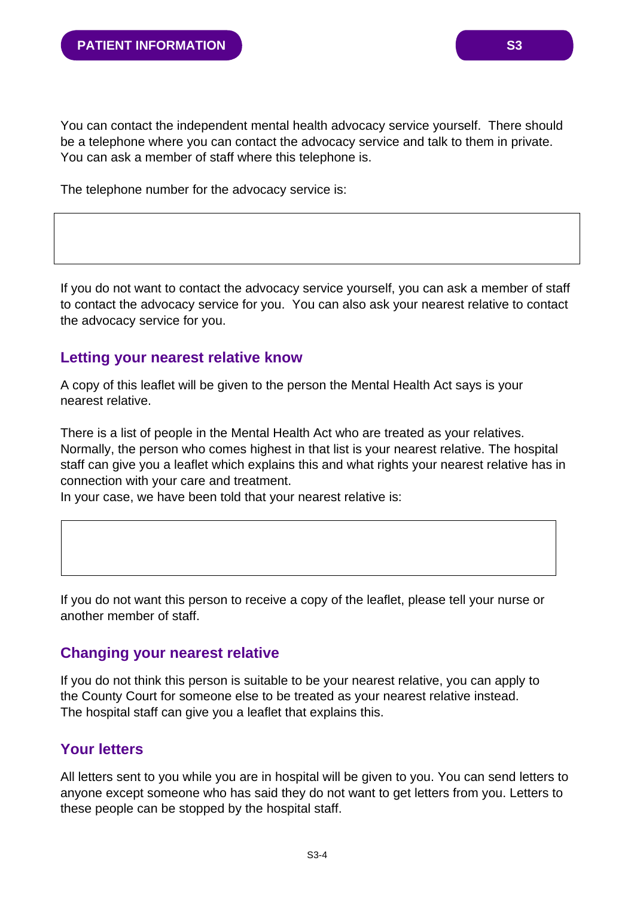You can contact the independent mental health advocacy service yourself. There should be a telephone where you can contact the advocacy service and talk to them in private. You can ask a member of staff where this telephone is.

The telephone number for the advocacy service is:

| |
|---|
| |

If you do not want to contact the advocacy service yourself, you can ask a member of staff to contact the advocacy service for you. You can also ask your nearest relative to contact the advocacy service for you.

## Letting your nearest relative know

A copy of this leaflet will be given to the person the Mental Health Act says is your nearest relative.

There is a list of people in the Mental Health Act who are treated as your relatives. Normally, the person who comes highest in that list is your nearest relative. The hospital staff can give you a leaflet which explains this and what rights your nearest relative has in connection with your care and treatment.
In your case, we have been told that your nearest relative is:

| |
|---|
| |

If you do not want this person to receive a copy of the leaflet, please tell your nurse or another member of staff.

## Changing your nearest relative

If you do not think this person is suitable to be your nearest relative, you can apply to the County Court for someone else to be treated as your nearest relative instead. The hospital staff can give you a leaflet that explains this.

## Your letters

All letters sent to you while you are in hospital will be given to you. You can send letters to anyone except someone who has said they do not want to get letters from you. Letters to these people can be stopped by the hospital staff.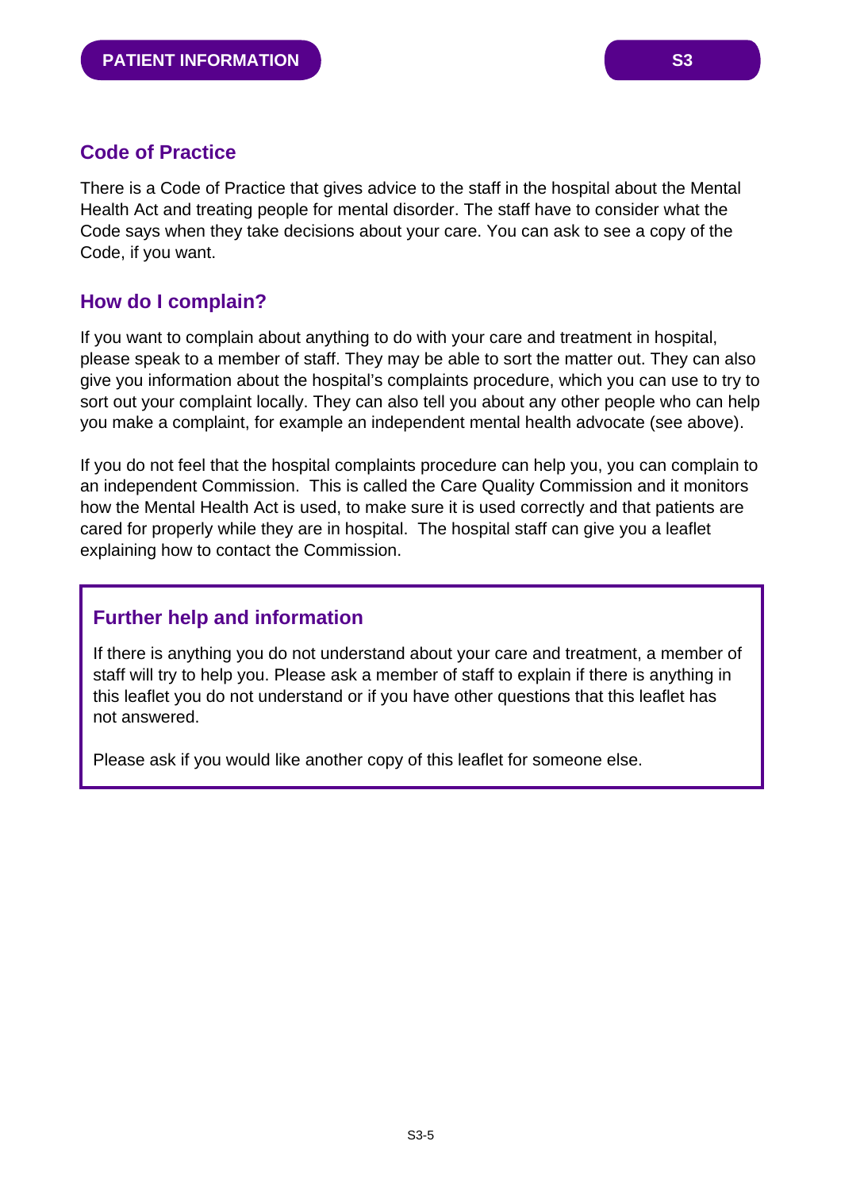## Code of Practice

There is a Code of Practice that gives advice to the staff in the hospital about the Mental Health Act and treating people for mental disorder. The staff have to consider what the Code says when they take decisions about your care. You can ask to see a copy of the Code, if you want.

## How do I complain?

If you want to complain about anything to do with your care and treatment in hospital, please speak to a member of staff. They may be able to sort the matter out. They can also give you information about the hospital's complaints procedure, which you can use to try to sort out your complaint locally. They can also tell you about any other people who can help you make a complaint, for example an independent mental health advocate (see above).

If you do not feel that the hospital complaints procedure can help you, you can complain to an independent Commission. This is called the Care Quality Commission and it monitors how the Mental Health Act is used, to make sure it is used correctly and that patients are cared for properly while they are in hospital. The hospital staff can give you a leaflet explaining how to contact the Commission.

## Further help and information

If there is anything you do not understand about your care and treatment, a member of staff will try to help you. Please ask a member of staff to explain if there is anything in this leaflet you do not understand or if you have other questions that this leaflet has not answered.

Please ask if you would like another copy of this leaflet for someone else.